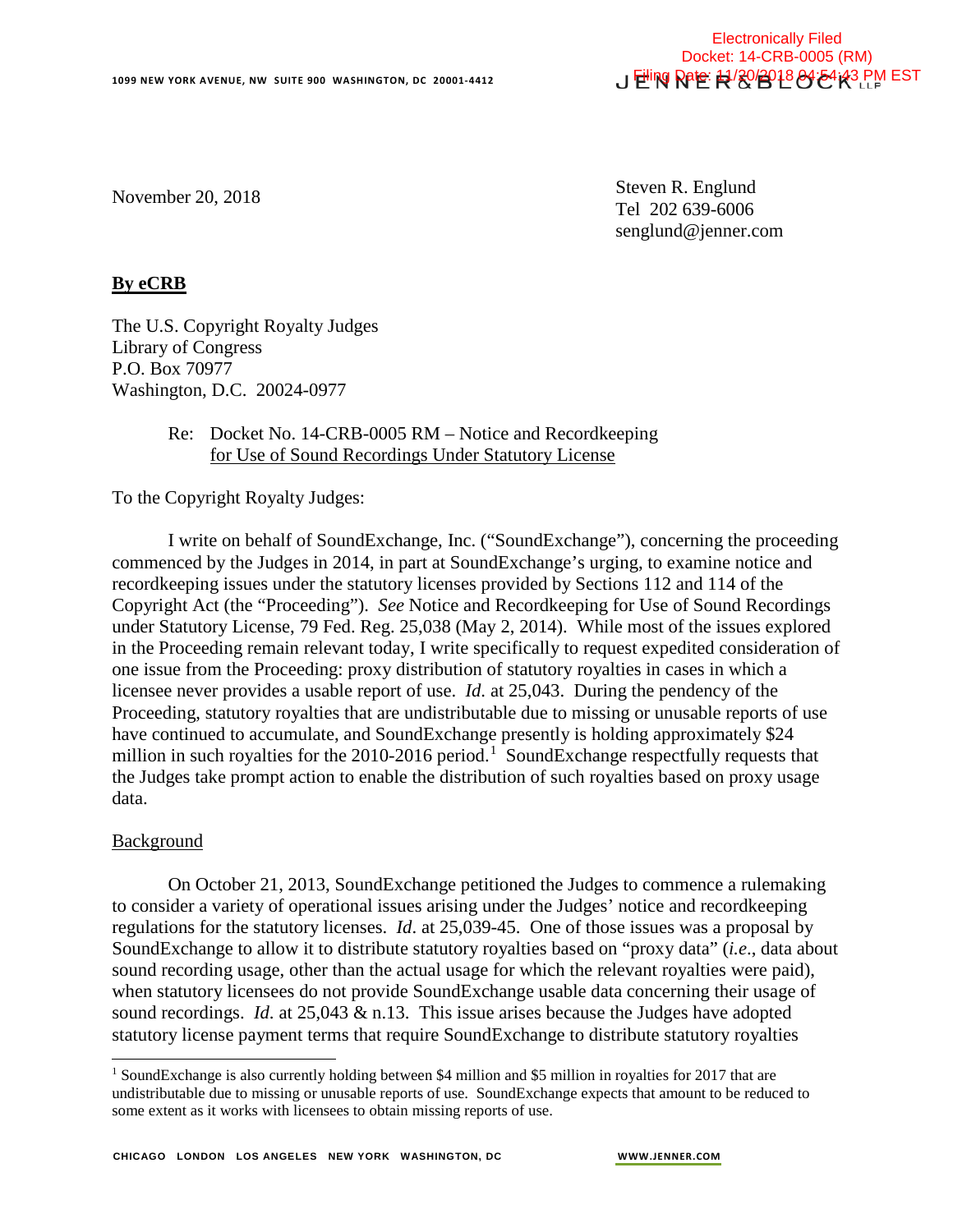Electronically Filed
Docket: 14-CRB-0005 (RM)
Filing Date: 11/20/2018 04:54:43 PM EST

1099 NEW YORK AVENUE, NW SUITE 900 WASHINGTON, DC 20001-4412

JENNER & BLOCK LLP

November 20, 2018

Steven R. Englund
Tel 202 639-6006
senglund@jenner.com

**By eCRB**

The U.S. Copyright Royalty Judges
Library of Congress
P.O. Box 70977
Washington, D.C. 20024-0977

Re: Docket No. 14-CRB-0005 RM – Notice and Recordkeeping for Use of Sound Recordings Under Statutory License

To the Copyright Royalty Judges:

I write on behalf of SoundExchange, Inc. ("SoundExchange"), concerning the proceeding commenced by the Judges in 2014, in part at SoundExchange's urging, to examine notice and recordkeeping issues under the statutory licenses provided by Sections 112 and 114 of the Copyright Act (the "Proceeding"). *See* Notice and Recordkeeping for Use of Sound Recordings under Statutory License, 79 Fed. Reg. 25,038 (May 2, 2014). While most of the issues explored in the Proceeding remain relevant today, I write specifically to request expedited consideration of one issue from the Proceeding: proxy distribution of statutory royalties in cases in which a licensee never provides a usable report of use. *Id*. at 25,043. During the pendency of the Proceeding, statutory royalties that are undistributable due to missing or unusable reports of use have continued to accumulate, and SoundExchange presently is holding approximately $24 million in such royalties for the 2010-2016 period.[1] SoundExchange respectfully requests that the Judges take prompt action to enable the distribution of such royalties based on proxy usage data.

Background

On October 21, 2013, SoundExchange petitioned the Judges to commence a rulemaking to consider a variety of operational issues arising under the Judges' notice and recordkeeping regulations for the statutory licenses. *Id*. at 25,039-45. One of those issues was a proposal by SoundExchange to allow it to distribute statutory royalties based on "proxy data" (*i.e*., data about sound recording usage, other than the actual usage for which the relevant royalties were paid), when statutory licensees do not provide SoundExchange usable data concerning their usage of sound recordings. *Id*. at 25,043 & n.13. This issue arises because the Judges have adopted statutory license payment terms that require SoundExchange to distribute statutory royalties

[1] SoundExchange is also currently holding between $4 million and $5 million in royalties for 2017 that are undistributable due to missing or unusable reports of use. SoundExchange expects that amount to be reduced to some extent as it works with licensees to obtain missing reports of use.

CHICAGO LONDON LOS ANGELES NEW YORK WASHINGTON, DC WWW.JENNER.COM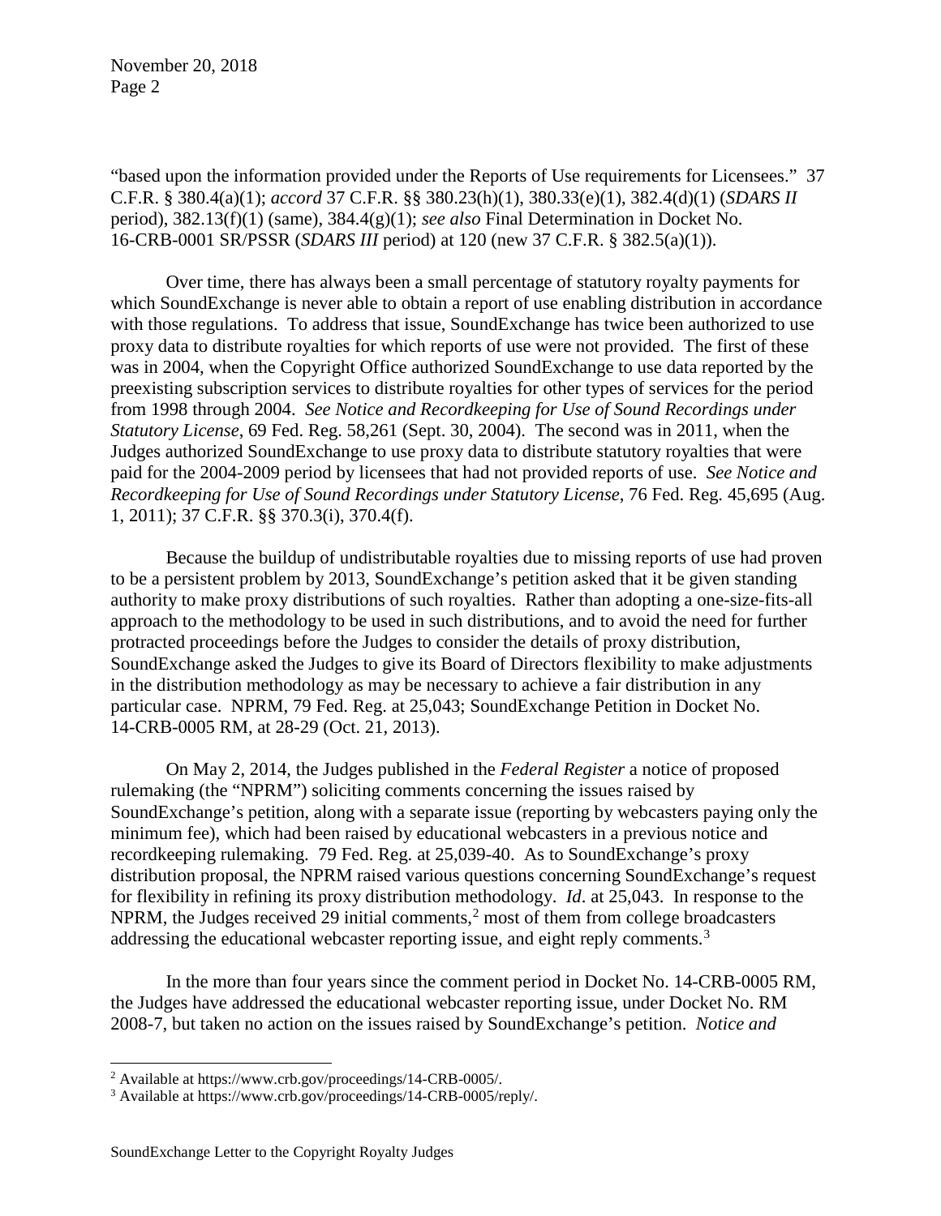"based upon the information provided under the Reports of Use requirements for Licensees." 37 C.F.R. § 380.4(a)(1); *accord* 37 C.F.R. §§ 380.23(h)(1), 380.33(e)(1), 382.4(d)(1) (*SDARS II* period), 382.13(f)(1) (same), 384.4(g)(1); *see also* Final Determination in Docket No. 16-CRB-0001 SR/PSSR (*SDARS III* period) at 120 (new 37 C.F.R. § 382.5(a)(1)).

Over time, there has always been a small percentage of statutory royalty payments for which SoundExchange is never able to obtain a report of use enabling distribution in accordance with those regulations. To address that issue, SoundExchange has twice been authorized to use proxy data to distribute royalties for which reports of use were not provided. The first of these was in 2004, when the Copyright Office authorized SoundExchange to use data reported by the preexisting subscription services to distribute royalties for other types of services for the period from 1998 through 2004. *See Notice and Recordkeeping for Use of Sound Recordings under Statutory License*, 69 Fed. Reg. 58,261 (Sept. 30, 2004). The second was in 2011, when the Judges authorized SoundExchange to use proxy data to distribute statutory royalties that were paid for the 2004-2009 period by licensees that had not provided reports of use. *See Notice and Recordkeeping for Use of Sound Recordings under Statutory License*, 76 Fed. Reg. 45,695 (Aug. 1, 2011); 37 C.F.R. §§ 370.3(i), 370.4(f).

Because the buildup of undistributable royalties due to missing reports of use had proven to be a persistent problem by 2013, SoundExchange's petition asked that it be given standing authority to make proxy distributions of such royalties. Rather than adopting a one-size-fits-all approach to the methodology to be used in such distributions, and to avoid the need for further protracted proceedings before the Judges to consider the details of proxy distribution, SoundExchange asked the Judges to give its Board of Directors flexibility to make adjustments in the distribution methodology as may be necessary to achieve a fair distribution in any particular case. NPRM, 79 Fed. Reg. at 25,043; SoundExchange Petition in Docket No. 14-CRB-0005 RM, at 28-29 (Oct. 21, 2013).

On May 2, 2014, the Judges published in the *Federal Register* a notice of proposed rulemaking (the "NPRM") soliciting comments concerning the issues raised by SoundExchange's petition, along with a separate issue (reporting by webcasters paying only the minimum fee), which had been raised by educational webcasters in a previous notice and recordkeeping rulemaking. 79 Fed. Reg. at 25,039-40. As to SoundExchange's proxy distribution proposal, the NPRM raised various questions concerning SoundExchange's request for flexibility in refining its proxy distribution methodology. *Id*. at 25,043. In response to the NPRM, the Judges received 29 initial comments,[2] most of them from college broadcasters addressing the educational webcaster reporting issue, and eight reply comments.[3]

In the more than four years since the comment period in Docket No. 14-CRB-0005 RM, the Judges have addressed the educational webcaster reporting issue, under Docket No. RM 2008-7, but taken no action on the issues raised by SoundExchange's petition. *Notice and*

[2] Available at https://www.crb.gov/proceedings/14-CRB-0005/.

[3] Available at https://www.crb.gov/proceedings/14-CRB-0005/reply/.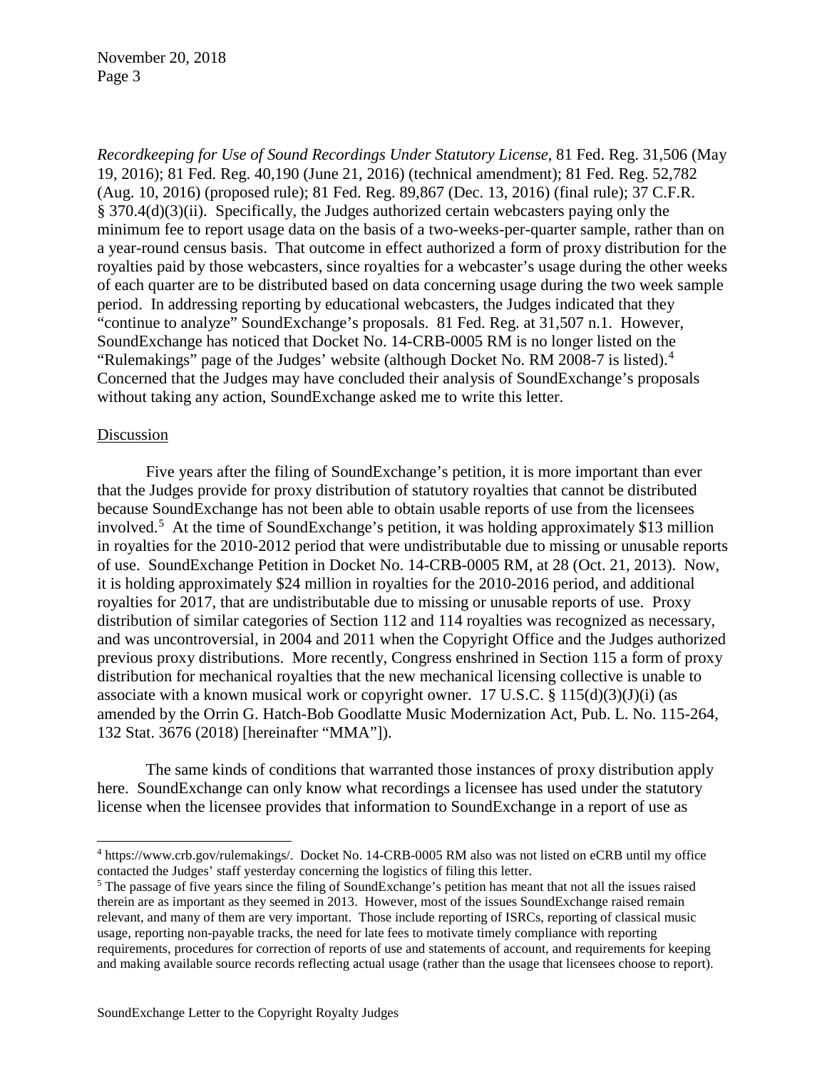*Recordkeeping for Use of Sound Recordings Under Statutory License*, 81 Fed. Reg. 31,506 (May 19, 2016); 81 Fed. Reg. 40,190 (June 21, 2016) (technical amendment); 81 Fed. Reg. 52,782 (Aug. 10, 2016) (proposed rule); 81 Fed. Reg. 89,867 (Dec. 13, 2016) (final rule); 37 C.F.R. § 370.4(d)(3)(ii). Specifically, the Judges authorized certain webcasters paying only the minimum fee to report usage data on the basis of a two-weeks-per-quarter sample, rather than on a year-round census basis. That outcome in effect authorized a form of proxy distribution for the royalties paid by those webcasters, since royalties for a webcaster's usage during the other weeks of each quarter are to be distributed based on data concerning usage during the two week sample period. In addressing reporting by educational webcasters, the Judges indicated that they "continue to analyze" SoundExchange's proposals. 81 Fed. Reg. at 31,507 n.1. However, SoundExchange has noticed that Docket No. 14-CRB-0005 RM is no longer listed on the "Rulemakings" page of the Judges' website (although Docket No. RM 2008-7 is listed).[4] Concerned that the Judges may have concluded their analysis of SoundExchange's proposals without taking any action, SoundExchange asked me to write this letter.

Discussion

Five years after the filing of SoundExchange's petition, it is more important than ever that the Judges provide for proxy distribution of statutory royalties that cannot be distributed because SoundExchange has not been able to obtain usable reports of use from the licensees involved.[5] At the time of SoundExchange's petition, it was holding approximately $13 million in royalties for the 2010-2012 period that were undistributable due to missing or unusable reports of use. SoundExchange Petition in Docket No. 14-CRB-0005 RM, at 28 (Oct. 21, 2013). Now, it is holding approximately $24 million in royalties for the 2010-2016 period, and additional royalties for 2017, that are undistributable due to missing or unusable reports of use. Proxy distribution of similar categories of Section 112 and 114 royalties was recognized as necessary, and was uncontroversial, in 2004 and 2011 when the Copyright Office and the Judges authorized previous proxy distributions. More recently, Congress enshrined in Section 115 a form of proxy distribution for mechanical royalties that the new mechanical licensing collective is unable to associate with a known musical work or copyright owner. 17 U.S.C. § 115(d)(3)(J)(i) (as amended by the Orrin G. Hatch-Bob Goodlatte Music Modernization Act, Pub. L. No. 115-264, 132 Stat. 3676 (2018) [hereinafter "MMA"]).

The same kinds of conditions that warranted those instances of proxy distribution apply here. SoundExchange can only know what recordings a licensee has used under the statutory license when the licensee provides that information to SoundExchange in a report of use as

[4] https://www.crb.gov/rulemakings/. Docket No. 14-CRB-0005 RM also was not listed on eCRB until my office contacted the Judges' staff yesterday concerning the logistics of filing this letter.

[5] The passage of five years since the filing of SoundExchange's petition has meant that not all the issues raised therein are as important as they seemed in 2013. However, most of the issues SoundExchange raised remain relevant, and many of them are very important. Those include reporting of ISRCs, reporting of classical music usage, reporting non-payable tracks, the need for late fees to motivate timely compliance with reporting requirements, procedures for correction of reports of use and statements of account, and requirements for keeping and making available source records reflecting actual usage (rather than the usage that licensees choose to report).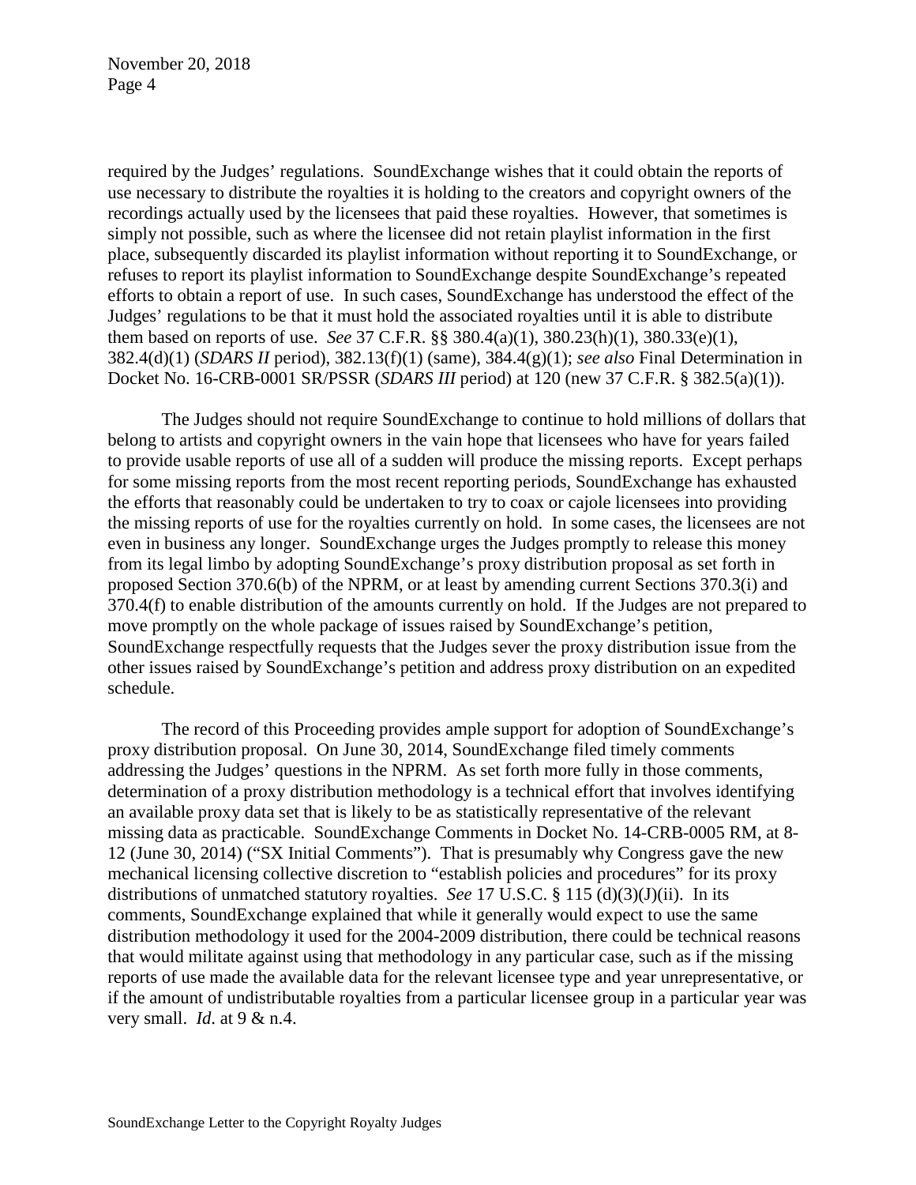required by the Judges' regulations. SoundExchange wishes that it could obtain the reports of use necessary to distribute the royalties it is holding to the creators and copyright owners of the recordings actually used by the licensees that paid these royalties. However, that sometimes is simply not possible, such as where the licensee did not retain playlist information in the first place, subsequently discarded its playlist information without reporting it to SoundExchange, or refuses to report its playlist information to SoundExchange despite SoundExchange's repeated efforts to obtain a report of use. In such cases, SoundExchange has understood the effect of the Judges' regulations to be that it must hold the associated royalties until it is able to distribute them based on reports of use. *See* 37 C.F.R. §§ 380.4(a)(1), 380.23(h)(1), 380.33(e)(1), 382.4(d)(1) (*SDARS II* period), 382.13(f)(1) (same), 384.4(g)(1); *see also* Final Determination in Docket No. 16-CRB-0001 SR/PSSR (*SDARS III* period) at 120 (new 37 C.F.R. § 382.5(a)(1)).

The Judges should not require SoundExchange to continue to hold millions of dollars that belong to artists and copyright owners in the vain hope that licensees who have for years failed to provide usable reports of use all of a sudden will produce the missing reports. Except perhaps for some missing reports from the most recent reporting periods, SoundExchange has exhausted the efforts that reasonably could be undertaken to try to coax or cajole licensees into providing the missing reports of use for the royalties currently on hold. In some cases, the licensees are not even in business any longer. SoundExchange urges the Judges promptly to release this money from its legal limbo by adopting SoundExchange's proxy distribution proposal as set forth in proposed Section 370.6(b) of the NPRM, or at least by amending current Sections 370.3(i) and 370.4(f) to enable distribution of the amounts currently on hold. If the Judges are not prepared to move promptly on the whole package of issues raised by SoundExchange's petition, SoundExchange respectfully requests that the Judges sever the proxy distribution issue from the other issues raised by SoundExchange's petition and address proxy distribution on an expedited schedule.

The record of this Proceeding provides ample support for adoption of SoundExchange's proxy distribution proposal. On June 30, 2014, SoundExchange filed timely comments addressing the Judges' questions in the NPRM. As set forth more fully in those comments, determination of a proxy distribution methodology is a technical effort that involves identifying an available proxy data set that is likely to be as statistically representative of the relevant missing data as practicable. SoundExchange Comments in Docket No. 14-CRB-0005 RM, at 8-12 (June 30, 2014) ("SX Initial Comments"). That is presumably why Congress gave the new mechanical licensing collective discretion to "establish policies and procedures" for its proxy distributions of unmatched statutory royalties. *See* 17 U.S.C. § 115 (d)(3)(J)(ii). In its comments, SoundExchange explained that while it generally would expect to use the same distribution methodology it used for the 2004-2009 distribution, there could be technical reasons that would militate against using that methodology in any particular case, such as if the missing reports of use made the available data for the relevant licensee type and year unrepresentative, or if the amount of undistributable royalties from a particular licensee group in a particular year was very small. *Id.* at 9 & n.4.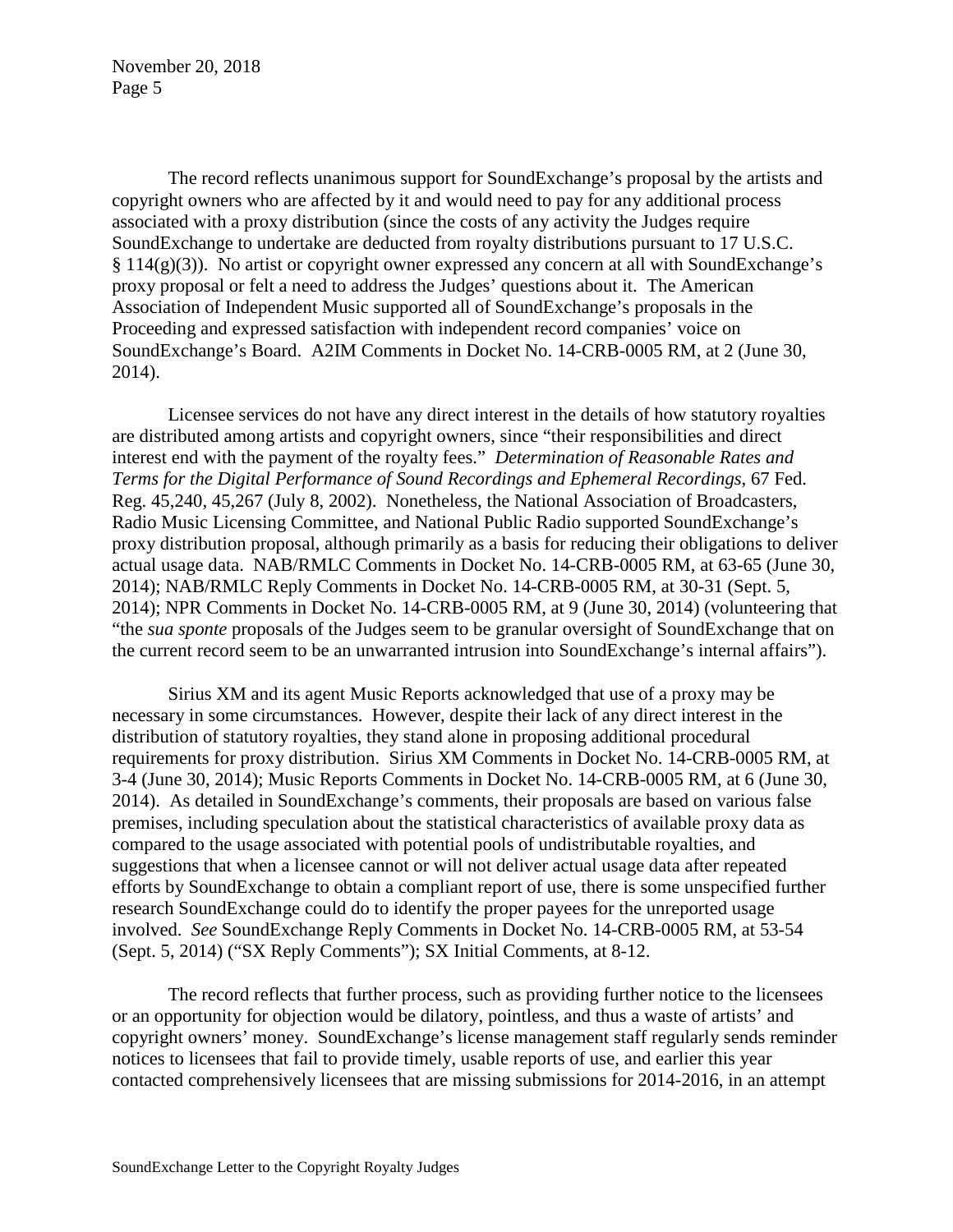The record reflects unanimous support for SoundExchange's proposal by the artists and copyright owners who are affected by it and would need to pay for any additional process associated with a proxy distribution (since the costs of any activity the Judges require SoundExchange to undertake are deducted from royalty distributions pursuant to 17 U.S.C. § 114(g)(3)). No artist or copyright owner expressed any concern at all with SoundExchange's proxy proposal or felt a need to address the Judges' questions about it. The American Association of Independent Music supported all of SoundExchange's proposals in the Proceeding and expressed satisfaction with independent record companies' voice on SoundExchange's Board. A2IM Comments in Docket No. 14-CRB-0005 RM, at 2 (June 30, 2014).

Licensee services do not have any direct interest in the details of how statutory royalties are distributed among artists and copyright owners, since "their responsibilities and direct interest end with the payment of the royalty fees." *Determination of Reasonable Rates and Terms for the Digital Performance of Sound Recordings and Ephemeral Recordings*, 67 Fed. Reg. 45,240, 45,267 (July 8, 2002). Nonetheless, the National Association of Broadcasters, Radio Music Licensing Committee, and National Public Radio supported SoundExchange's proxy distribution proposal, although primarily as a basis for reducing their obligations to deliver actual usage data. NAB/RMLC Comments in Docket No. 14-CRB-0005 RM, at 63-65 (June 30, 2014); NAB/RMLC Reply Comments in Docket No. 14-CRB-0005 RM, at 30-31 (Sept. 5, 2014); NPR Comments in Docket No. 14-CRB-0005 RM, at 9 (June 30, 2014) (volunteering that "the *sua sponte* proposals of the Judges seem to be granular oversight of SoundExchange that on the current record seem to be an unwarranted intrusion into SoundExchange's internal affairs").

Sirius XM and its agent Music Reports acknowledged that use of a proxy may be necessary in some circumstances. However, despite their lack of any direct interest in the distribution of statutory royalties, they stand alone in proposing additional procedural requirements for proxy distribution. Sirius XM Comments in Docket No. 14-CRB-0005 RM, at 3-4 (June 30, 2014); Music Reports Comments in Docket No. 14-CRB-0005 RM, at 6 (June 30, 2014). As detailed in SoundExchange's comments, their proposals are based on various false premises, including speculation about the statistical characteristics of available proxy data as compared to the usage associated with potential pools of undistributable royalties, and suggestions that when a licensee cannot or will not deliver actual usage data after repeated efforts by SoundExchange to obtain a compliant report of use, there is some unspecified further research SoundExchange could do to identify the proper payees for the unreported usage involved. *See* SoundExchange Reply Comments in Docket No. 14-CRB-0005 RM, at 53-54 (Sept. 5, 2014) ("SX Reply Comments"); SX Initial Comments, at 8-12.

The record reflects that further process, such as providing further notice to the licensees or an opportunity for objection would be dilatory, pointless, and thus a waste of artists' and copyright owners' money. SoundExchange's license management staff regularly sends reminder notices to licensees that fail to provide timely, usable reports of use, and earlier this year contacted comprehensively licensees that are missing submissions for 2014-2016, in an attempt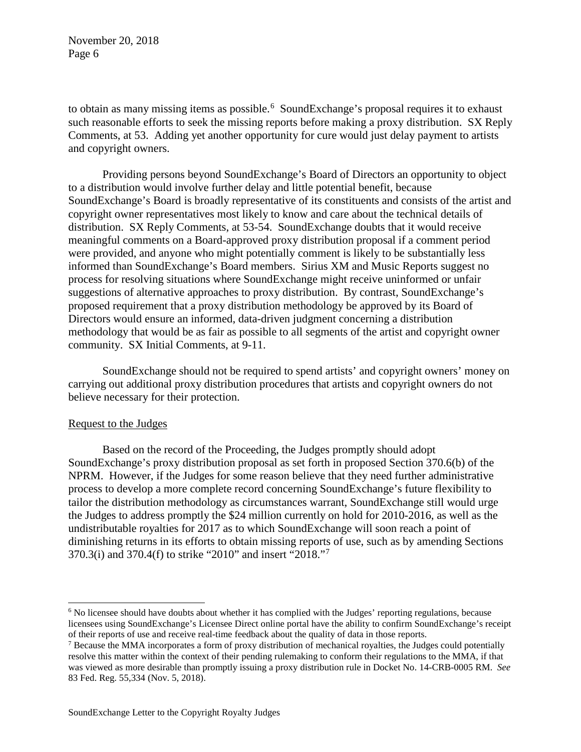to obtain as many missing items as possible.[6] SoundExchange's proposal requires it to exhaust such reasonable efforts to seek the missing reports before making a proxy distribution. SX Reply Comments, at 53. Adding yet another opportunity for cure would just delay payment to artists and copyright owners.

Providing persons beyond SoundExchange's Board of Directors an opportunity to object to a distribution would involve further delay and little potential benefit, because SoundExchange's Board is broadly representative of its constituents and consists of the artist and copyright owner representatives most likely to know and care about the technical details of distribution. SX Reply Comments, at 53-54. SoundExchange doubts that it would receive meaningful comments on a Board-approved proxy distribution proposal if a comment period were provided, and anyone who might potentially comment is likely to be substantially less informed than SoundExchange's Board members. Sirius XM and Music Reports suggest no process for resolving situations where SoundExchange might receive uninformed or unfair suggestions of alternative approaches to proxy distribution. By contrast, SoundExchange's proposed requirement that a proxy distribution methodology be approved by its Board of Directors would ensure an informed, data-driven judgment concerning a distribution methodology that would be as fair as possible to all segments of the artist and copyright owner community. SX Initial Comments, at 9-11.

SoundExchange should not be required to spend artists' and copyright owners' money on carrying out additional proxy distribution procedures that artists and copyright owners do not believe necessary for their protection.

<u>Request to the Judges</u>

Based on the record of the Proceeding, the Judges promptly should adopt SoundExchange's proxy distribution proposal as set forth in proposed Section 370.6(b) of the NPRM. However, if the Judges for some reason believe that they need further administrative process to develop a more complete record concerning SoundExchange's future flexibility to tailor the distribution methodology as circumstances warrant, SoundExchange still would urge the Judges to address promptly the $24 million currently on hold for 2010-2016, as well as the undistributable royalties for 2017 as to which SoundExchange will soon reach a point of diminishing returns in its efforts to obtain missing reports of use, such as by amending Sections 370.3(i) and 370.4(f) to strike "2010" and insert "2018."[7]

---

[6] No licensee should have doubts about whether it has complied with the Judges' reporting regulations, because licensees using SoundExchange's Licensee Direct online portal have the ability to confirm SoundExchange's receipt of their reports of use and receive real-time feedback about the quality of data in those reports.

[7] Because the MMA incorporates a form of proxy distribution of mechanical royalties, the Judges could potentially resolve this matter within the context of their pending rulemaking to conform their regulations to the MMA, if that was viewed as more desirable than promptly issuing a proxy distribution rule in Docket No. 14-CRB-0005 RM. *See* 83 Fed. Reg. 55,334 (Nov. 5, 2018).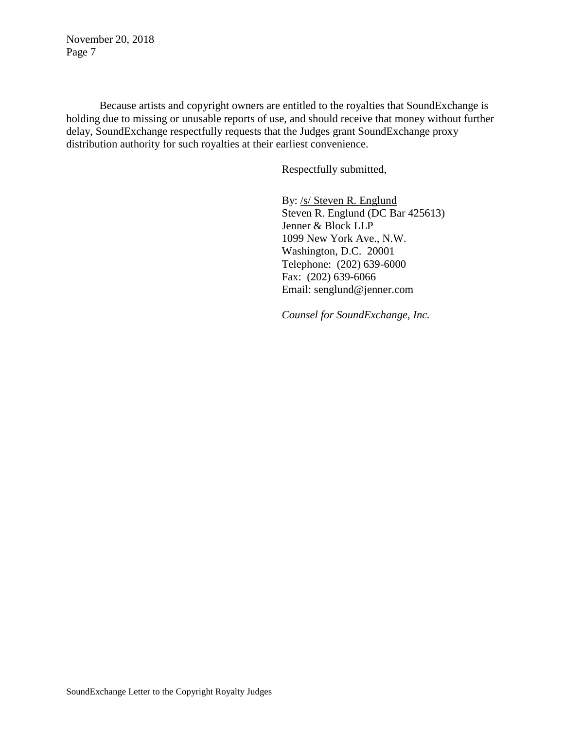Because artists and copyright owners are entitled to the royalties that SoundExchange is holding due to missing or unusable reports of use, and should receive that money without further delay, SoundExchange respectfully requests that the Judges grant SoundExchange proxy distribution authority for such royalties at their earliest convenience.

Respectfully submitted,

By: /s/ Steven R. Englund
Steven R. Englund (DC Bar 425613)
Jenner & Block LLP
1099 New York Ave., N.W.
Washington, D.C. 20001
Telephone: (202) 639-6000
Fax: (202) 639-6066
Email: senglund@jenner.com

*Counsel for SoundExchange, Inc.*